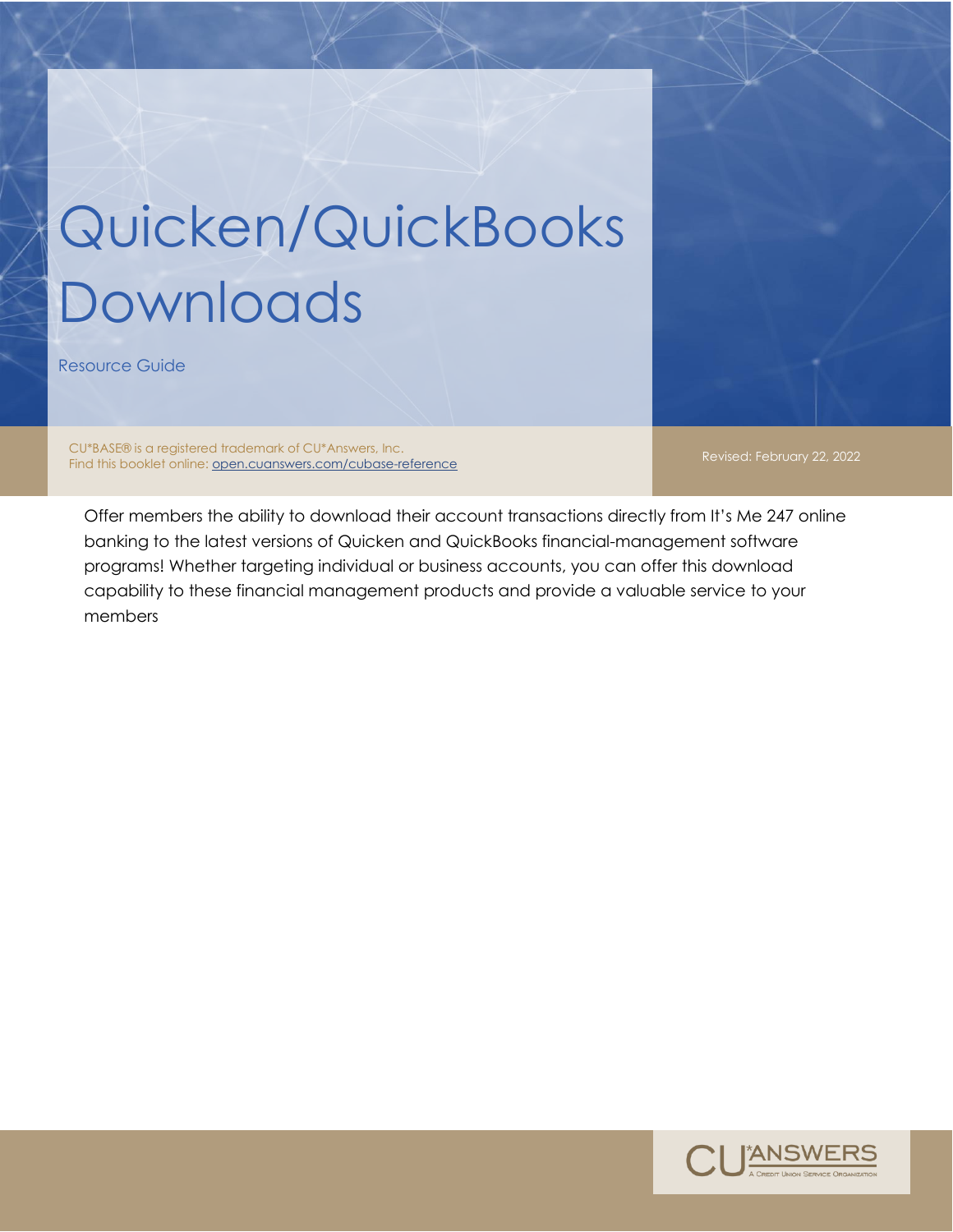# Quicken/QuickBooks Downloads

Resource Guide

CU*BASE® is a registered trademark of CU*Answers, Inc.
Find this booklet online: [open.cuanswers.com/cubase-reference](open.cuanswers.com/cubase-reference)

Revised: February 22, 2022

Offer members the ability to download their account transactions directly from It's Me 247 online banking to the latest versions of Quicken and QuickBooks financial-management software programs! Whether targeting individual or business accounts, you can offer this download capability to these financial management products and provide a valuable service to your members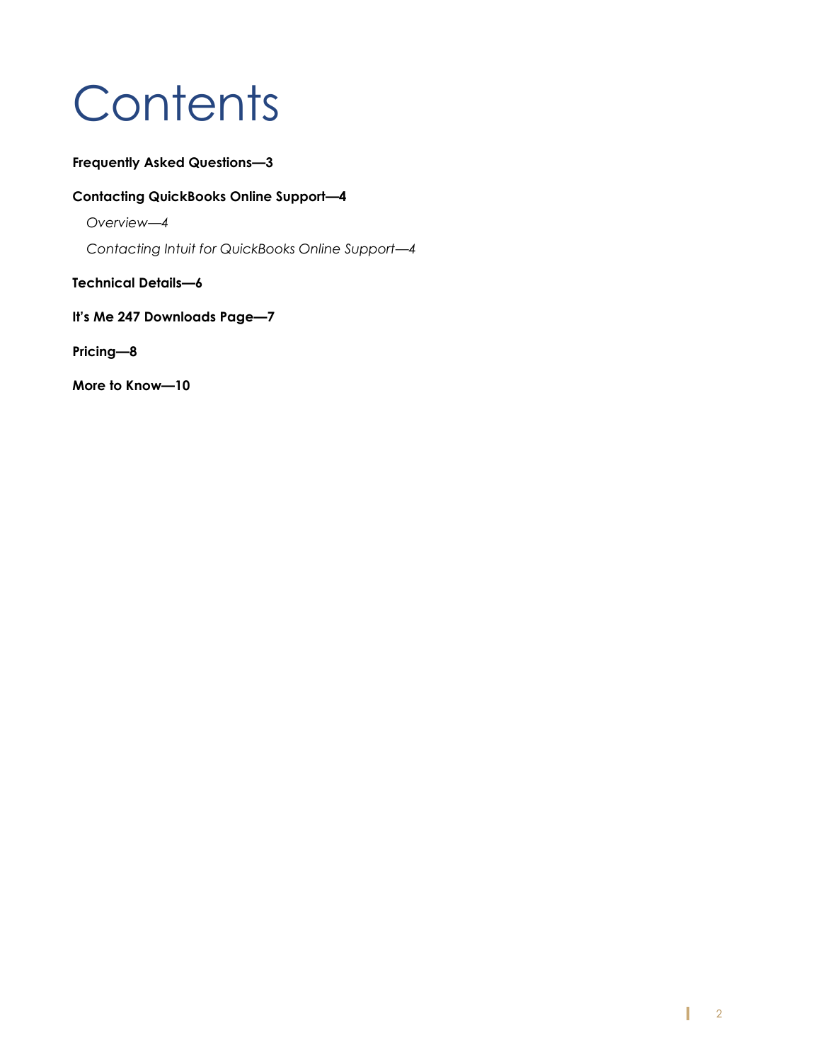# Contents

**Frequently Asked Questions—3**

**Contacting QuickBooks Online Support—4**

*Overview—4*

*Contacting Intuit for QuickBooks Online Support—4*

**Technical Details—6**

**It's Me 247 Downloads Page—7**

**Pricing—8**

**More to Know—10**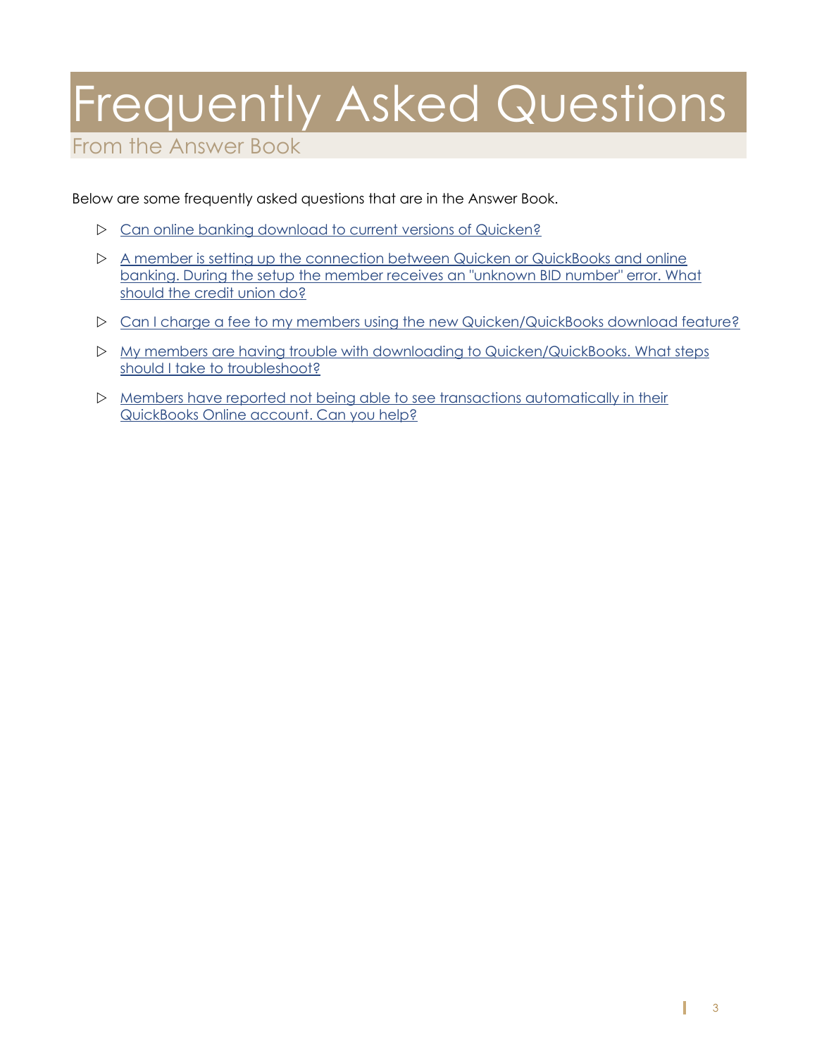# Frequently Asked Questions

## From the Answer Book

Below are some frequently asked questions that are in the Answer Book.

- Can online banking download to current versions of Quicken?
- A member is setting up the connection between Quicken or QuickBooks and online banking. During the setup the member receives an "unknown BID number" error. What should the credit union do?
- Can I charge a fee to my members using the new Quicken/QuickBooks download feature?
- My members are having trouble with downloading to Quicken/QuickBooks. What steps should I take to troubleshoot?
- Members have reported not being able to see transactions automatically in their QuickBooks Online account. Can you help?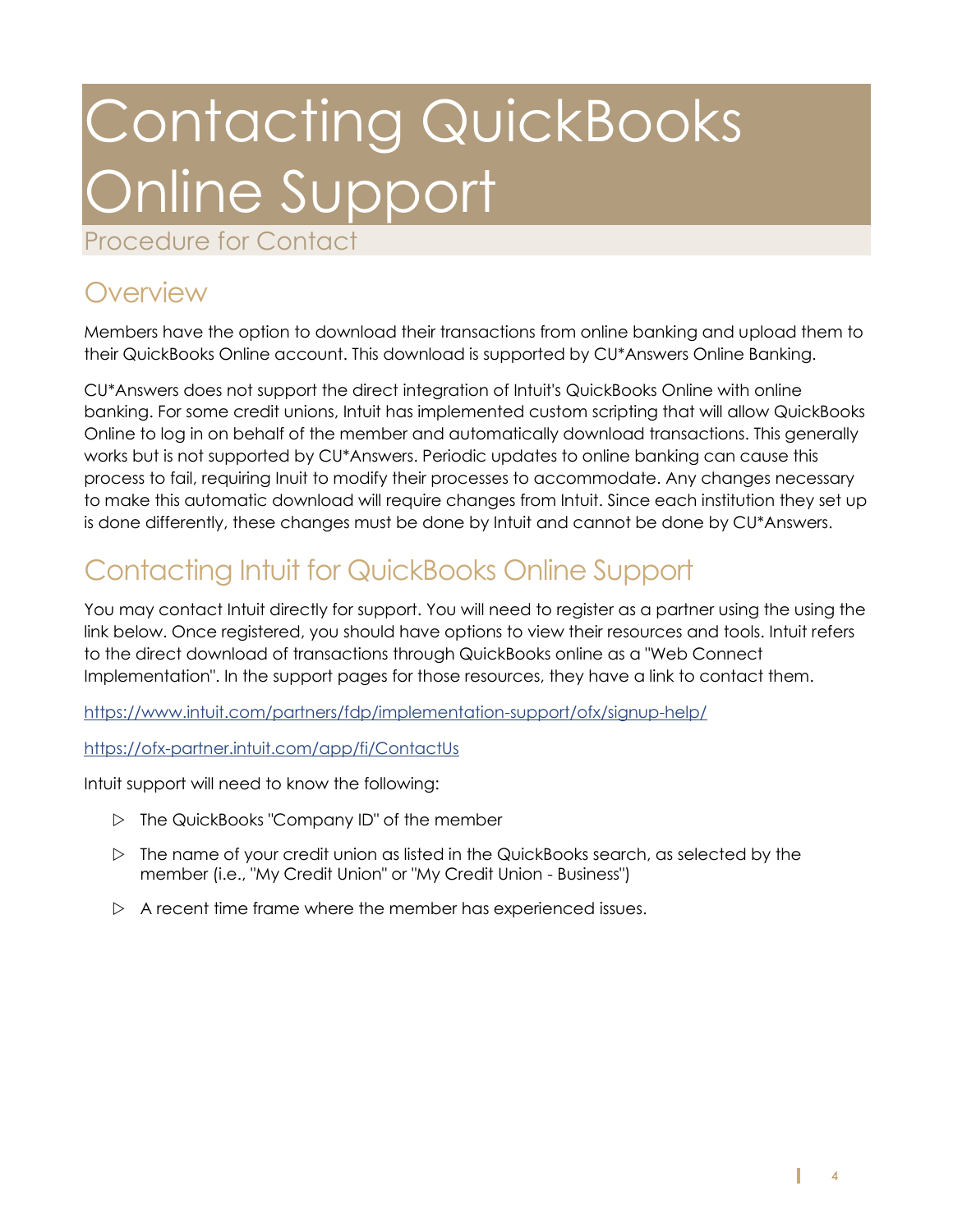# Contacting QuickBooks Online Support

Procedure for Contact

## Overview

Members have the option to download their transactions from online banking and upload them to their QuickBooks Online account. This download is supported by CU*Answers Online Banking.

CU*Answers does not support the direct integration of Intuit's QuickBooks Online with online banking. For some credit unions, Intuit has implemented custom scripting that will allow QuickBooks Online to log in on behalf of the member and automatically download transactions. This generally works but is not supported by CU*Answers. Periodic updates to online banking can cause this process to fail, requiring Inuit to modify their processes to accommodate. Any changes necessary to make this automatic download will require changes from Intuit. Since each institution they set up is done differently, these changes must be done by Intuit and cannot be done by CU*Answers.

## Contacting Intuit for QuickBooks Online Support

You may contact Intuit directly for support. You will need to register as a partner using the using the link below. Once registered, you should have options to view their resources and tools. Intuit refers to the direct download of transactions through QuickBooks online as a "Web Connect Implementation". In the support pages for those resources, they have a link to contact them.

https://www.intuit.com/partners/fdp/implementation-support/ofx/signup-help/

https://ofx-partner.intuit.com/app/fi/ContactUs

Intuit support will need to know the following:

- The QuickBooks "Company ID" of the member
- The name of your credit union as listed in the QuickBooks search, as selected by the member (i.e., "My Credit Union" or "My Credit Union - Business")
- A recent time frame where the member has experienced issues.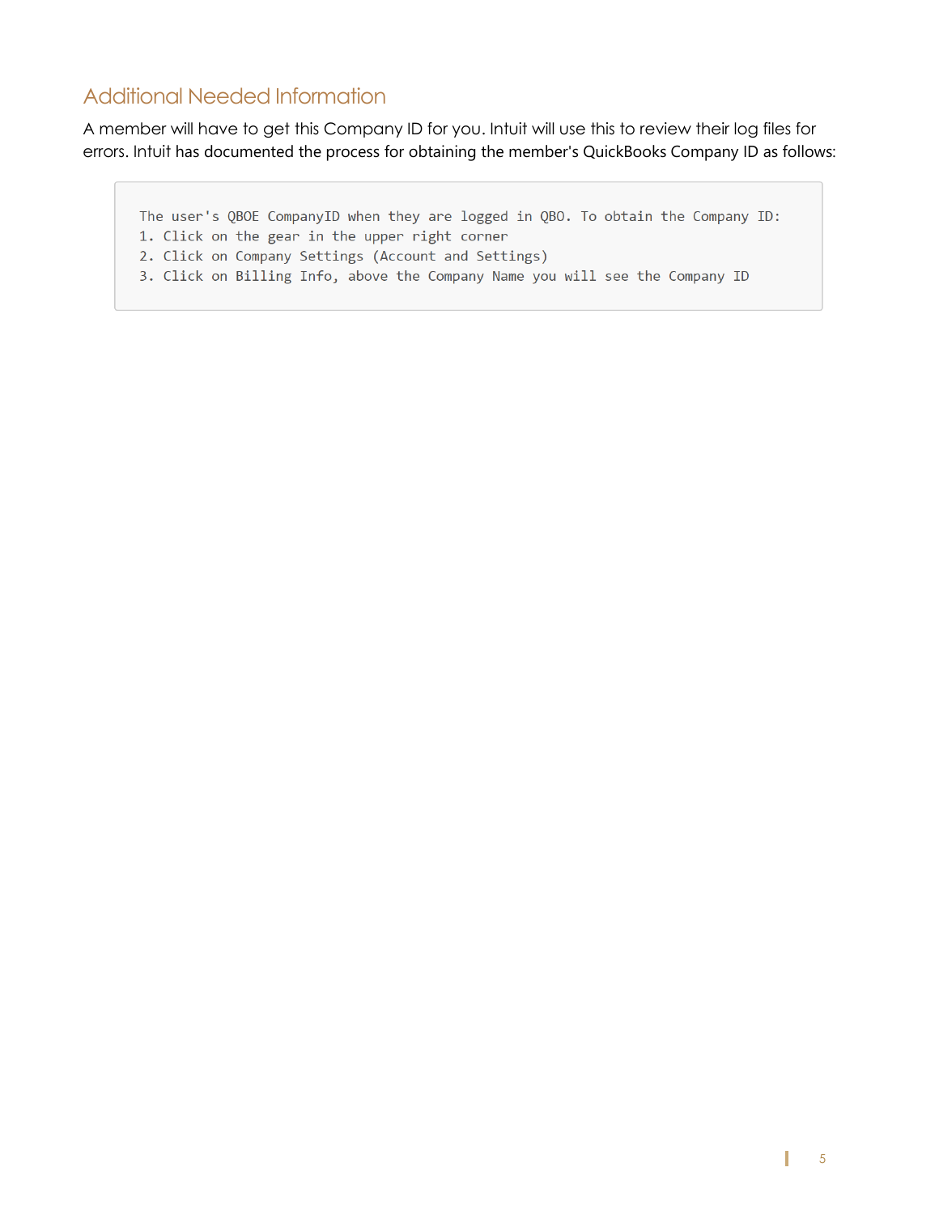## Additional Needed Information

A member will have to get this Company ID for you. Intuit will use this to review their log files for errors. Intuit has documented the process for obtaining the member's QuickBooks Company ID as follows:

```
The user's QBOE CompanyID when they are logged in QBO. To obtain the Company ID:
1. Click on the gear in the upper right corner
2. Click on Company Settings (Account and Settings)
3. Click on Billing Info, above the Company Name you will see the Company ID
```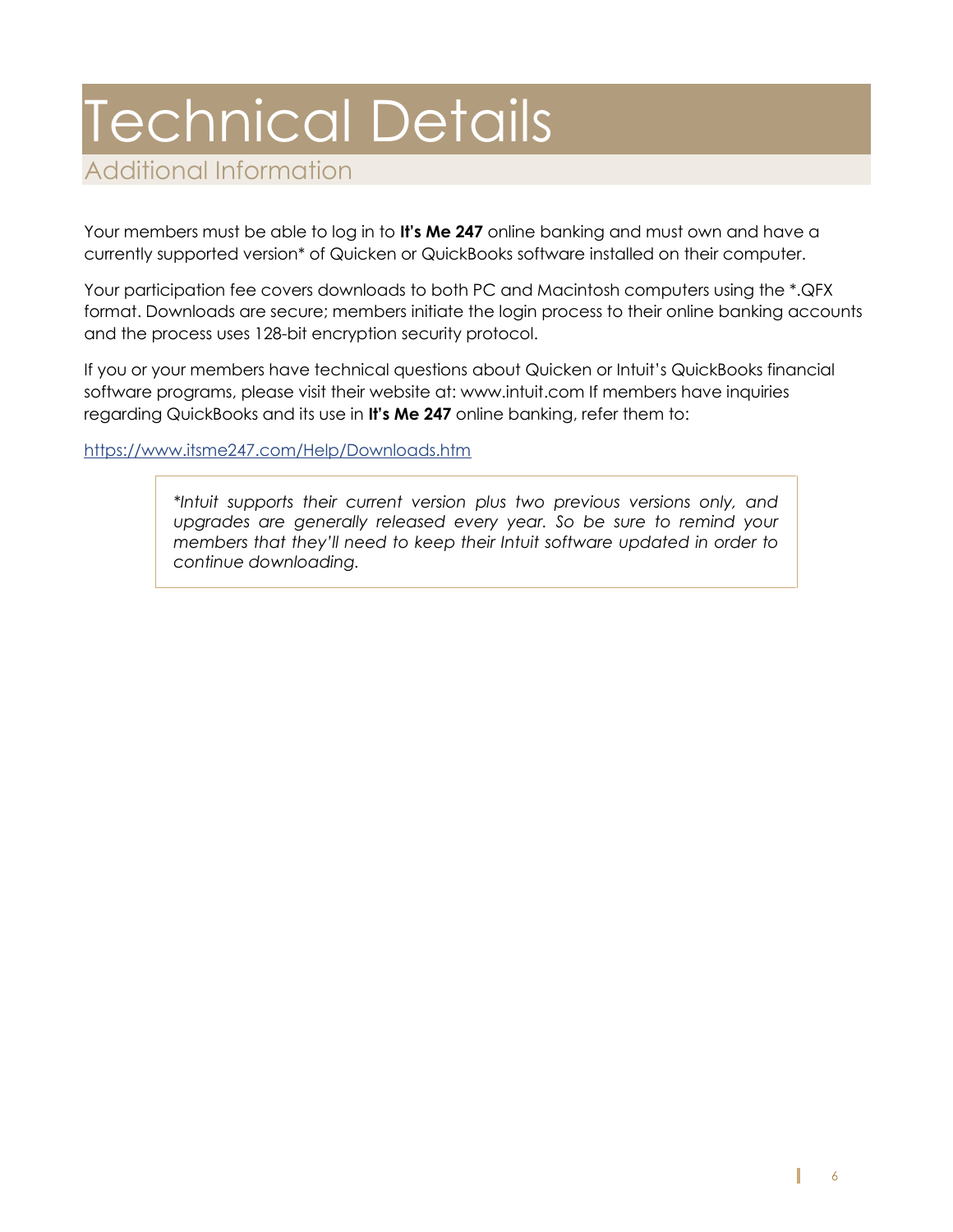# Technical Details

## Additional Information

Your members must be able to log in to **It's Me 247** online banking and must own and have a currently supported version* of Quicken or QuickBooks software installed on their computer.

Your participation fee covers downloads to both PC and Macintosh computers using the *.QFX format. Downloads are secure; members initiate the login process to their online banking accounts and the process uses 128-bit encryption security protocol.

If you or your members have technical questions about Quicken or Intuit's QuickBooks financial software programs, please visit their website at: www.intuit.com If members have inquiries regarding QuickBooks and its use in **It's Me 247** online banking, refer them to:

https://www.itsme247.com/Help/Downloads.htm

> *\*Intuit supports their current version plus two previous versions only, and upgrades are generally released every year. So be sure to remind your members that they'll need to keep their Intuit software updated in order to continue downloading.*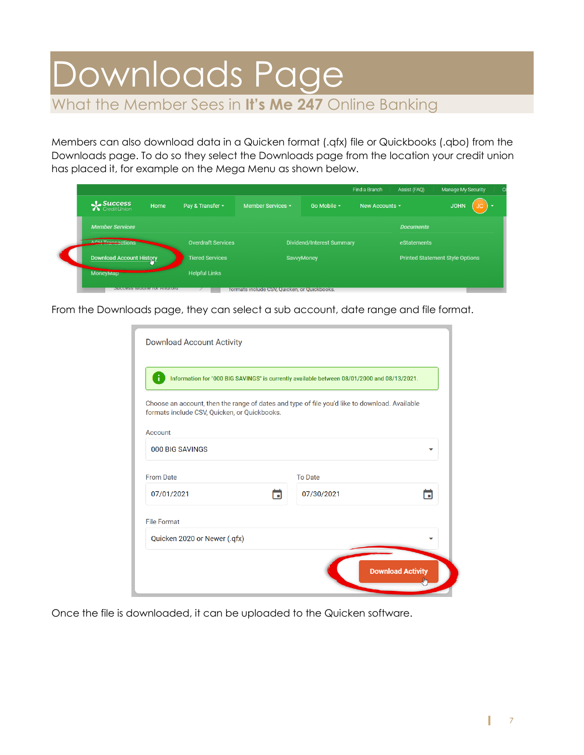# Downloads Page

## What the Member Sees in **It's Me 247** Online Banking

Members can also download data in a Quicken format (.qfx) file or Quickbooks (.qbo) from the Downloads page. To do so they select the Downloads page from the location your credit union has placed it, for example on the Mega Menu as shown below.

From the Downloads page, they can select a sub account, date range and file format.

Once the file is downloaded, it can be uploaded to the Quicken software.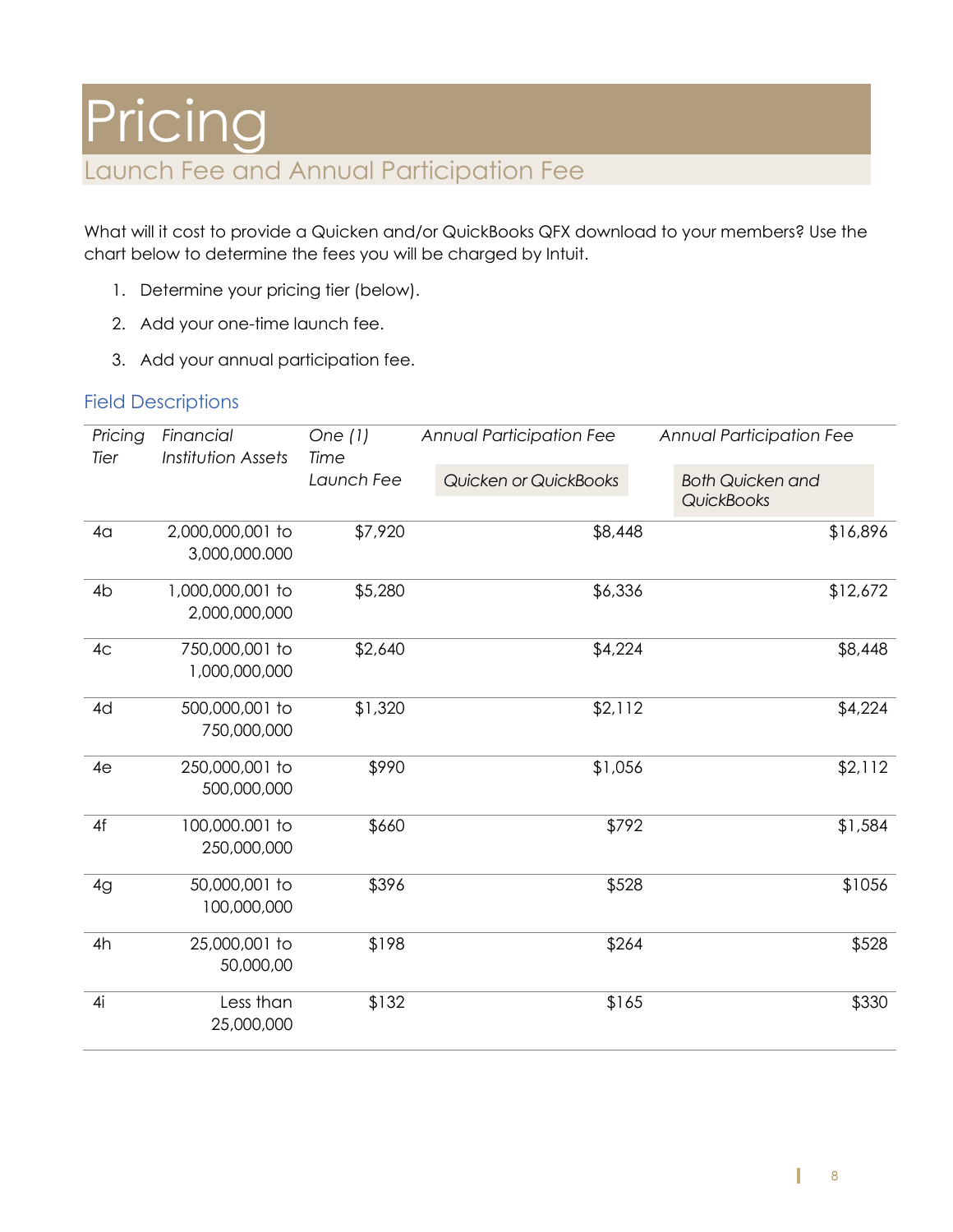# Pricing

## Launch Fee and Annual Participation Fee

What will it cost to provide a Quicken and/or QuickBooks QFX download to your members? Use the chart below to determine the fees you will be charged by Intuit.

1. Determine your pricing tier (below).
2. Add your one-time launch fee.
3. Add your annual participation fee.

### Field Descriptions

| *Pricing Tier* | *Financial Institution Assets* | *One (1) Time Launch Fee* | *Annual Participation Fee* | *Annual Participation Fee* |
|---|---|---|---|---|
| | | | *Quicken or QuickBooks* | *Both Quicken and QuickBooks* |
| 4a | 2,000,000,001 to 3,000,000.000 | $7,920 | $8,448 | $16,896 |
| 4b | 1,000,000,001 to 2,000,000,000 | $5,280 | $6,336 | $12,672 |
| 4c | 750,000,001 to 1,000,000,000 | $2,640 | $4,224 | $8,448 |
| 4d | 500,000,001 to 750,000,000 | $1,320 | $2,112 | $4,224 |
| 4e | 250,000,001 to 500,000,000 | $990 | $1,056 | $2,112 |
| 4f | 100,000.001 to 250,000,000 | $660 | $792 | $1,584 |
| 4g | 50,000,001 to 100,000,000 | $396 | $528 | $1056 |
| 4h | 25,000,001 to 50,000,00 | $198 | $264 | $528 |
| 4i | Less than 25,000,000 | $132 | $165 | $330 |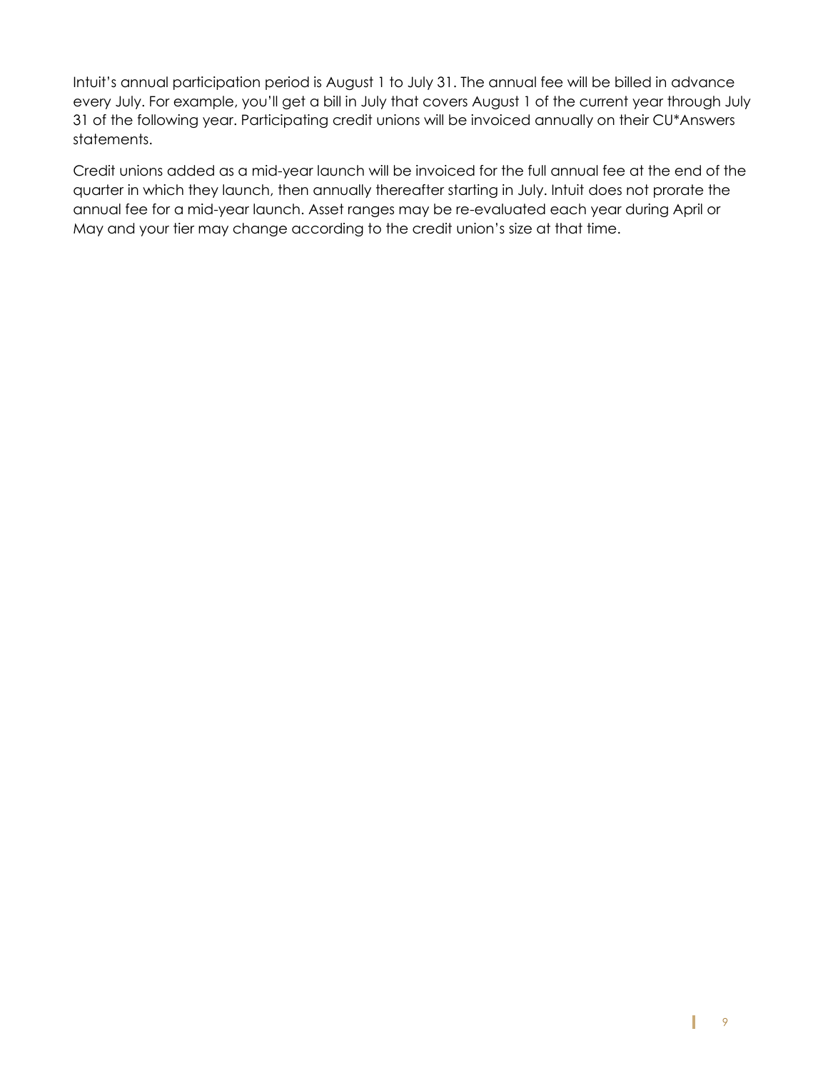Intuit's annual participation period is August 1 to July 31. The annual fee will be billed in advance every July. For example, you'll get a bill in July that covers August 1 of the current year through July 31 of the following year. Participating credit unions will be invoiced annually on their CU*Answers statements.

Credit unions added as a mid-year launch will be invoiced for the full annual fee at the end of the quarter in which they launch, then annually thereafter starting in July. Intuit does not prorate the annual fee for a mid-year launch. Asset ranges may be re-evaluated each year during April or May and your tier may change according to the credit union's size at that time.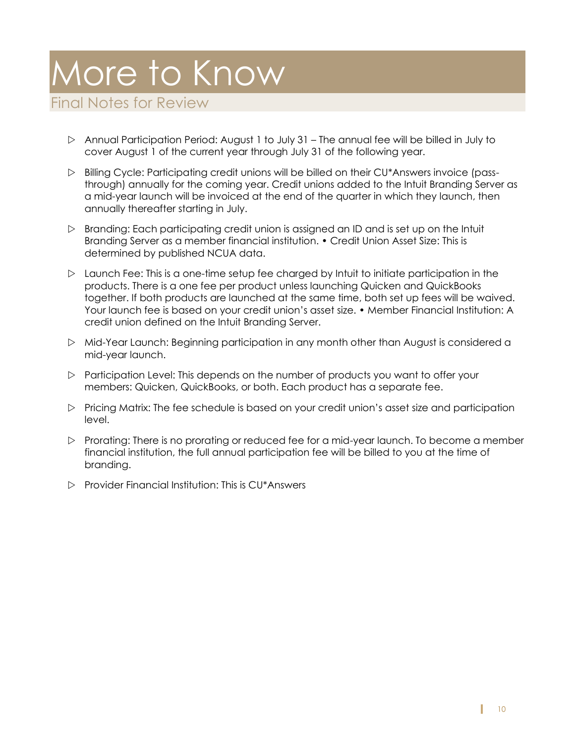# More to Know

## Final Notes for Review

- Annual Participation Period: August 1 to July 31 – The annual fee will be billed in July to cover August 1 of the current year through July 31 of the following year.
- Billing Cycle: Participating credit unions will be billed on their CU*Answers invoice (pass-through) annually for the coming year. Credit unions added to the Intuit Branding Server as a mid-year launch will be invoiced at the end of the quarter in which they launch, then annually thereafter starting in July.
- Branding: Each participating credit union is assigned an ID and is set up on the Intuit Branding Server as a member financial institution. • Credit Union Asset Size: This is determined by published NCUA data.
- Launch Fee: This is a one-time setup fee charged by Intuit to initiate participation in the products. There is a one fee per product unless launching Quicken and QuickBooks together. If both products are launched at the same time, both set up fees will be waived. Your launch fee is based on your credit union's asset size. • Member Financial Institution: A credit union defined on the Intuit Branding Server.
- Mid-Year Launch: Beginning participation in any month other than August is considered a mid-year launch.
- Participation Level: This depends on the number of products you want to offer your members: Quicken, QuickBooks, or both. Each product has a separate fee.
- Pricing Matrix: The fee schedule is based on your credit union's asset size and participation level.
- Prorating: There is no prorating or reduced fee for a mid-year launch. To become a member financial institution, the full annual participation fee will be billed to you at the time of branding.
- Provider Financial Institution: This is CU*Answers